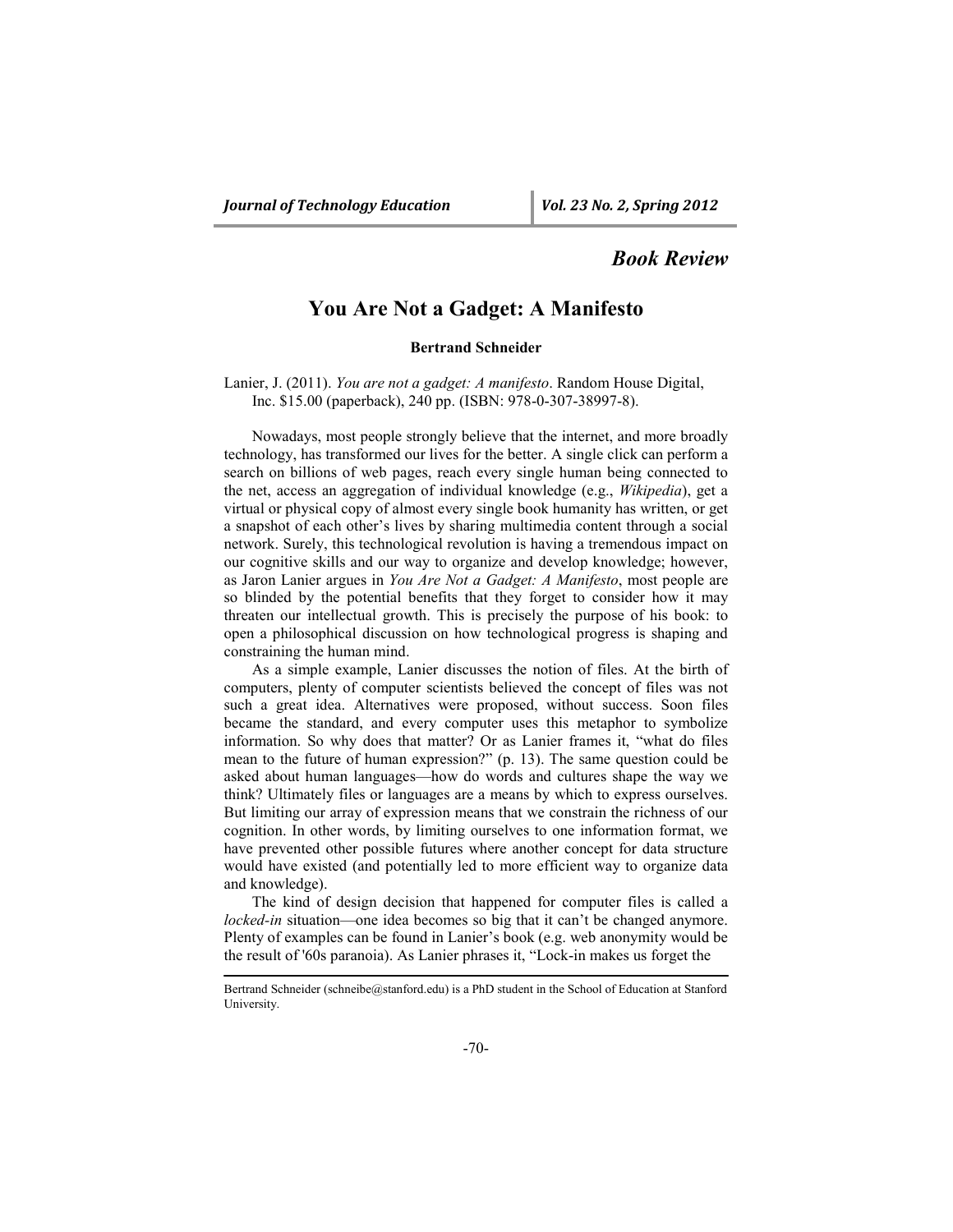## *Book Review*

# You Are Not a Gadget: A Manifesto

**Bertrand Schneider**

Lanier, J. (2011). *You are not a gadget: A manifesto*. Random House Digital, Inc. $15.00 (paperback), 240 pp. (ISBN: 978-0-307-38997-8).

Nowadays, most people strongly believe that the internet, and more broadly technology, has transformed our lives for the better. A single click can perform a search on billions of web pages, reach every single human being connected to the net, access an aggregation of individual knowledge (e.g., *Wikipedia*), get a virtual or physical copy of almost every single book humanity has written, or get a snapshot of each other's lives by sharing multimedia content through a social network. Surely, this technological revolution is having a tremendous impact on our cognitive skills and our way to organize and develop knowledge; however, as Jaron Lanier argues in *You Are Not a Gadget: A Manifesto*, most people are so blinded by the potential benefits that they forget to consider how it may threaten our intellectual growth. This is precisely the purpose of his book: to open a philosophical discussion on how technological progress is shaping and constraining the human mind.

As a simple example, Lanier discusses the notion of files. At the birth of computers, plenty of computer scientists believed the concept of files was not such a great idea. Alternatives were proposed, without success. Soon files became the standard, and every computer uses this metaphor to symbolize information. So why does that matter? Or as Lanier frames it, "what do files mean to the future of human expression?" (p. 13). The same question could be asked about human languages—how do words and cultures shape the way we think? Ultimately files or languages are a means by which to express ourselves. But limiting our array of expression means that we constrain the richness of our cognition. In other words, by limiting ourselves to one information format, we have prevented other possible futures where another concept for data structure would have existed (and potentially led to more efficient way to organize data and knowledge).

The kind of design decision that happened for computer files is called a *locked-in* situation—one idea becomes so big that it can't be changed anymore. Plenty of examples can be found in Lanier's book (e.g. web anonymity would be the result of '60s paranoia). As Lanier phrases it, "Lock-in makes us forget the

---

Bertrand Schneider (schneibe@stanford.edu) is a PhD student in the School of Education at Stanford University.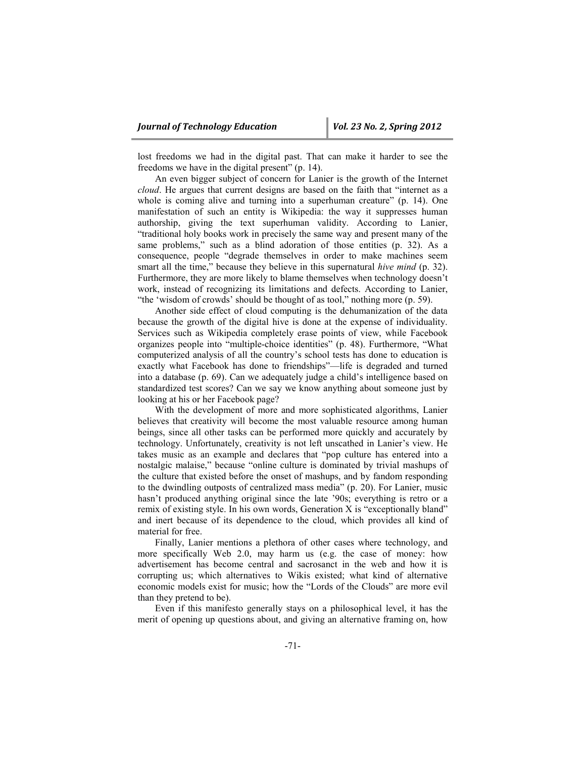lost freedoms we had in the digital past. That can make it harder to see the freedoms we have in the digital present" (p. 14).

An even bigger subject of concern for Lanier is the growth of the Internet *cloud*. He argues that current designs are based on the faith that "internet as a whole is coming alive and turning into a superhuman creature" (p. 14). One manifestation of such an entity is Wikipedia: the way it suppresses human authorship, giving the text superhuman validity. According to Lanier, "traditional holy books work in precisely the same way and present many of the same problems," such as a blind adoration of those entities (p. 32). As a consequence, people "degrade themselves in order to make machines seem smart all the time," because they believe in this supernatural *hive mind* (p. 32). Furthermore, they are more likely to blame themselves when technology doesn't work, instead of recognizing its limitations and defects. According to Lanier, "the 'wisdom of crowds' should be thought of as tool," nothing more (p. 59).

Another side effect of cloud computing is the dehumanization of the data because the growth of the digital hive is done at the expense of individuality. Services such as Wikipedia completely erase points of view, while Facebook organizes people into "multiple-choice identities" (p. 48). Furthermore, "What computerized analysis of all the country's school tests has done to education is exactly what Facebook has done to friendships"—life is degraded and turned into a database (p. 69). Can we adequately judge a child's intelligence based on standardized test scores? Can we say we know anything about someone just by looking at his or her Facebook page?

With the development of more and more sophisticated algorithms, Lanier believes that creativity will become the most valuable resource among human beings, since all other tasks can be performed more quickly and accurately by technology. Unfortunately, creativity is not left unscathed in Lanier's view. He takes music as an example and declares that "pop culture has entered into a nostalgic malaise," because "online culture is dominated by trivial mashups of the culture that existed before the onset of mashups, and by fandom responding to the dwindling outposts of centralized mass media" (p. 20). For Lanier, music hasn't produced anything original since the late '90s; everything is retro or a remix of existing style. In his own words, Generation X is "exceptionally bland" and inert because of its dependence to the cloud, which provides all kind of material for free.

Finally, Lanier mentions a plethora of other cases where technology, and more specifically Web 2.0, may harm us (e.g. the case of money: how advertisement has become central and sacrosanct in the web and how it is corrupting us; which alternatives to Wikis existed; what kind of alternative economic models exist for music; how the "Lords of the Clouds" are more evil than they pretend to be).

Even if this manifesto generally stays on a philosophical level, it has the merit of opening up questions about, and giving an alternative framing on, how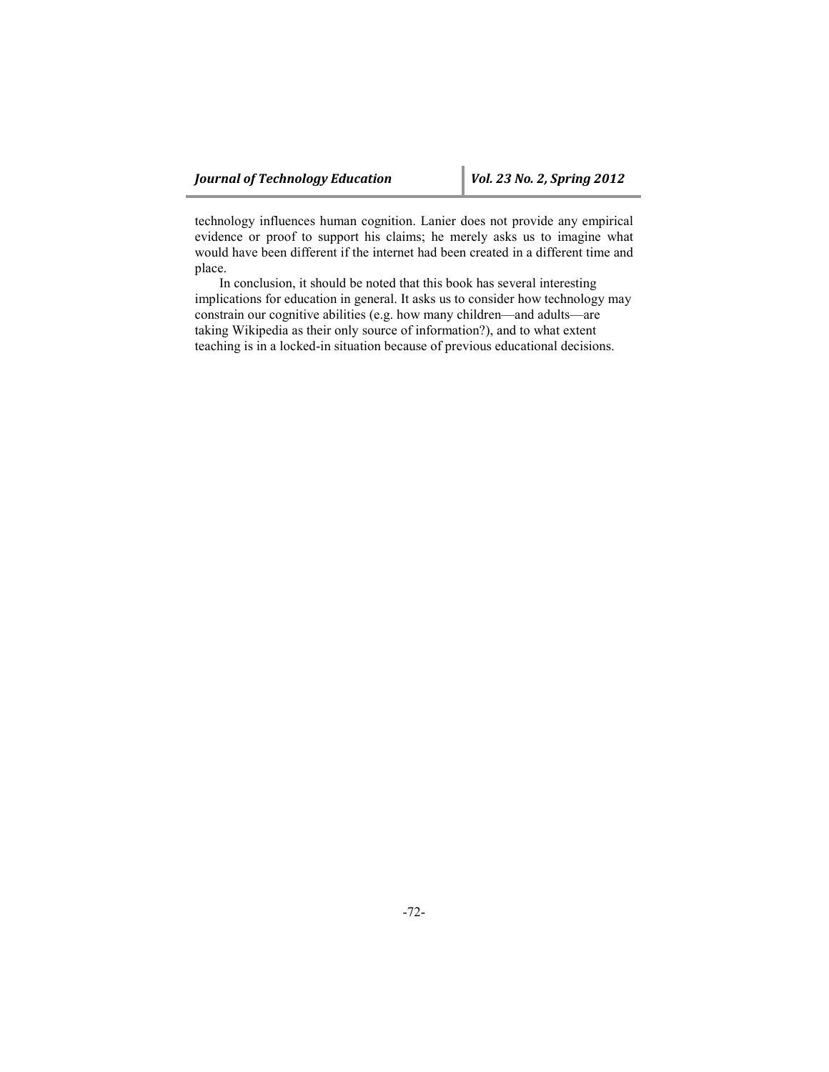technology influences human cognition. Lanier does not provide any empirical evidence or proof to support his claims; he merely asks us to imagine what would have been different if the internet had been created in a different time and place.

In conclusion, it should be noted that this book has several interesting implications for education in general. It asks us to consider how technology may constrain our cognitive abilities (e.g. how many children—and adults—are taking Wikipedia as their only source of information?), and to what extent teaching is in a locked-in situation because of previous educational decisions.